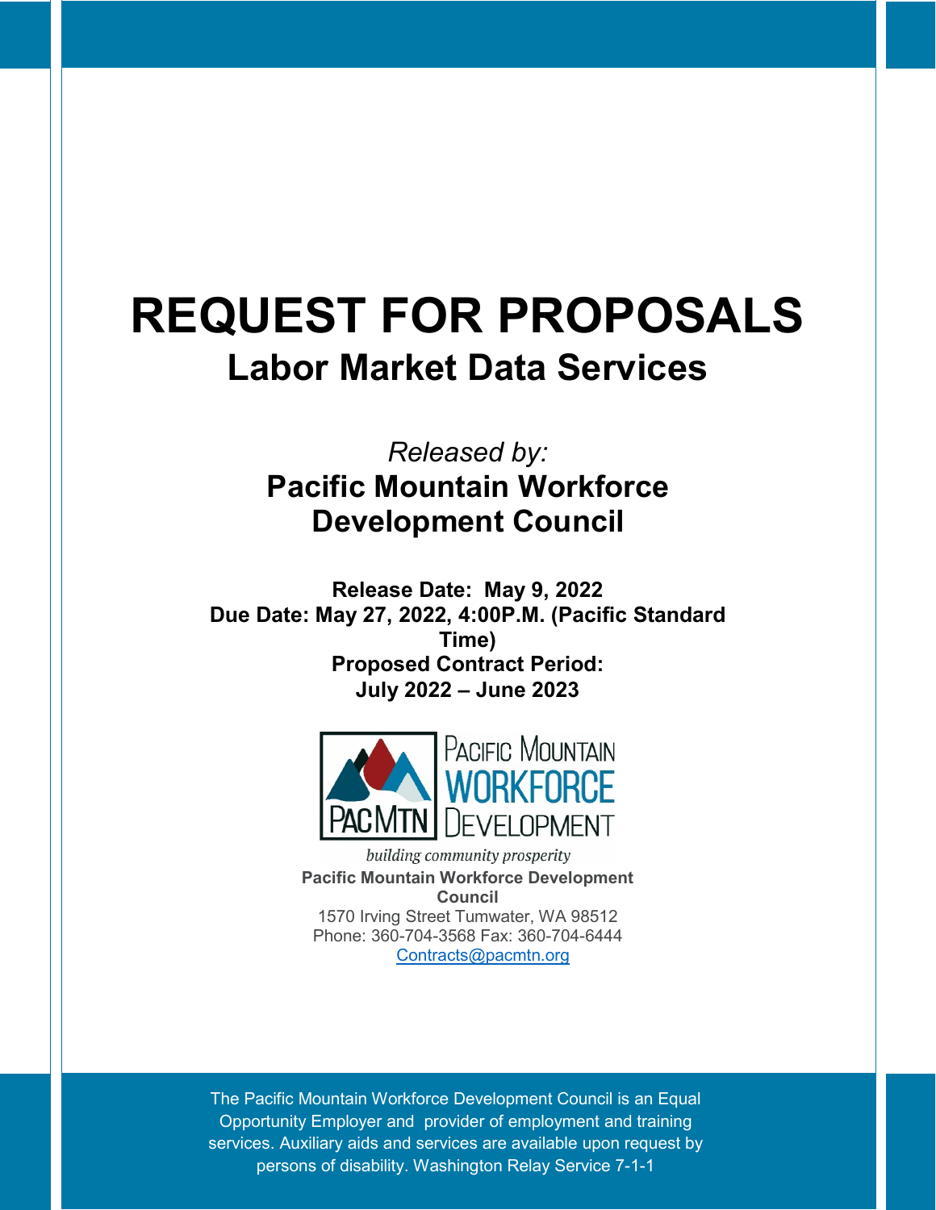# REQUEST FOR PROPOSALS

## Labor Market Data Services

*Released by:*

**Pacific Mountain Workforce Development Council**

**Release Date: May 9, 2022**
**Due Date: May 27, 2022, 4:00P.M. (Pacific Standard Time)**
**Proposed Contract Period:**
**July 2022 – June 2023**

PACIFIC MOUNTAIN WORKFORCE DEVELOPMENT
PACMTN

*building community prosperity*

**Pacific Mountain Workforce Development Council**
1570 Irving Street Tumwater, WA 98512
Phone: 360-704-3568 Fax: 360-704-6444
Contracts@pacmtn.org

The Pacific Mountain Workforce Development Council is an Equal Opportunity Employer and provider of employment and training services. Auxiliary aids and services are available upon request by persons of disability. Washington Relay Service 7-1-1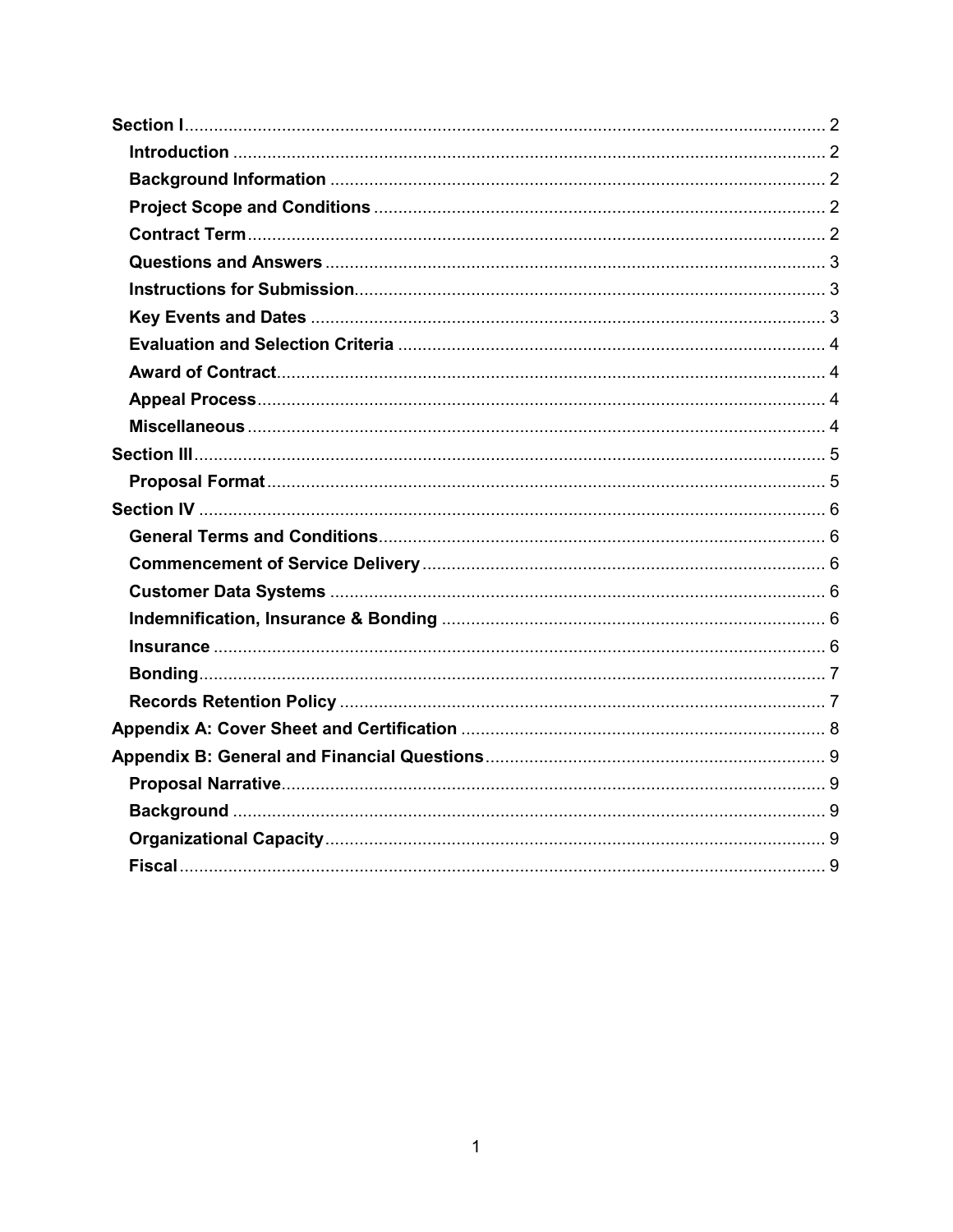**Section I** .......... 2

- **Introduction** .......... 2
- **Background Information** .......... 2
- **Project Scope and Conditions** .......... 2
- **Contract Term** .......... 2
- **Questions and Answers** .......... 3
- **Instructions for Submission** .......... 3
- **Key Events and Dates** .......... 3
- **Evaluation and Selection Criteria** .......... 4
- **Award of Contract** .......... 4
- **Appeal Process** .......... 4
- **Miscellaneous** .......... 4

**Section III** .......... 5

- **Proposal Format** .......... 5

**Section IV** .......... 6

- **General Terms and Conditions** .......... 6
- **Commencement of Service Delivery** .......... 6
- **Customer Data Systems** .......... 6
- **Indemnification, Insurance & Bonding** .......... 6
- **Insurance** .......... 6
- **Bonding** .......... 7
- **Records Retention Policy** .......... 7

**Appendix A: Cover Sheet and Certification** .......... 8

**Appendix B: General and Financial Questions** .......... 9

- **Proposal Narrative** .......... 9
- **Background** .......... 9
- **Organizational Capacity** .......... 9
- **Fiscal** .......... 9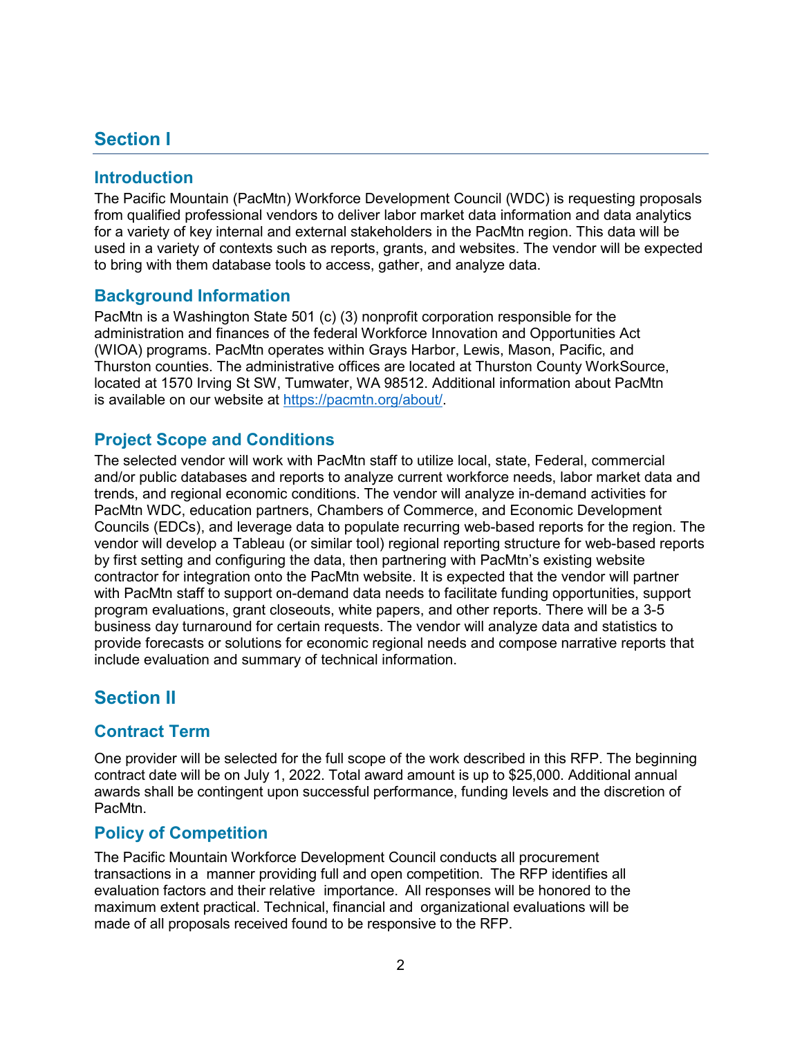# Section I

## Introduction

The Pacific Mountain (PacMtn) Workforce Development Council (WDC) is requesting proposals from qualified professional vendors to deliver labor market data information and data analytics for a variety of key internal and external stakeholders in the PacMtn region. This data will be used in a variety of contexts such as reports, grants, and websites. The vendor will be expected to bring with them database tools to access, gather, and analyze data.

## Background Information

PacMtn is a Washington State 501 (c) (3) nonprofit corporation responsible for the administration and finances of the federal Workforce Innovation and Opportunities Act (WIOA) programs. PacMtn operates within Grays Harbor, Lewis, Mason, Pacific, and Thurston counties. The administrative offices are located at Thurston County WorkSource, located at 1570 Irving St SW, Tumwater, WA 98512. Additional information about PacMtn is available on our website at [https://pacmtn.org/about/](https://pacmtn.org/about/).

## Project Scope and Conditions

The selected vendor will work with PacMtn staff to utilize local, state, Federal, commercial and/or public databases and reports to analyze current workforce needs, labor market data and trends, and regional economic conditions. The vendor will analyze in-demand activities for PacMtn WDC, education partners, Chambers of Commerce, and Economic Development Councils (EDCs), and leverage data to populate recurring web-based reports for the region. The vendor will develop a Tableau (or similar tool) regional reporting structure for web-based reports by first setting and configuring the data, then partnering with PacMtn's existing website contractor for integration onto the PacMtn website. It is expected that the vendor will partner with PacMtn staff to support on-demand data needs to facilitate funding opportunities, support program evaluations, grant closeouts, white papers, and other reports. There will be a 3-5 business day turnaround for certain requests. The vendor will analyze data and statistics to provide forecasts or solutions for economic regional needs and compose narrative reports that include evaluation and summary of technical information.

# Section II

## Contract Term

One provider will be selected for the full scope of the work described in this RFP. The beginning contract date will be on July 1, 2022. Total award amount is up to $25,000. Additional annual awards shall be contingent upon successful performance, funding levels and the discretion of PacMtn.

## Policy of Competition

The Pacific Mountain Workforce Development Council conducts all procurement transactions in a manner providing full and open competition. The RFP identifies all evaluation factors and their relative importance. All responses will be honored to the maximum extent practical. Technical, financial and organizational evaluations will be made of all proposals received found to be responsive to the RFP.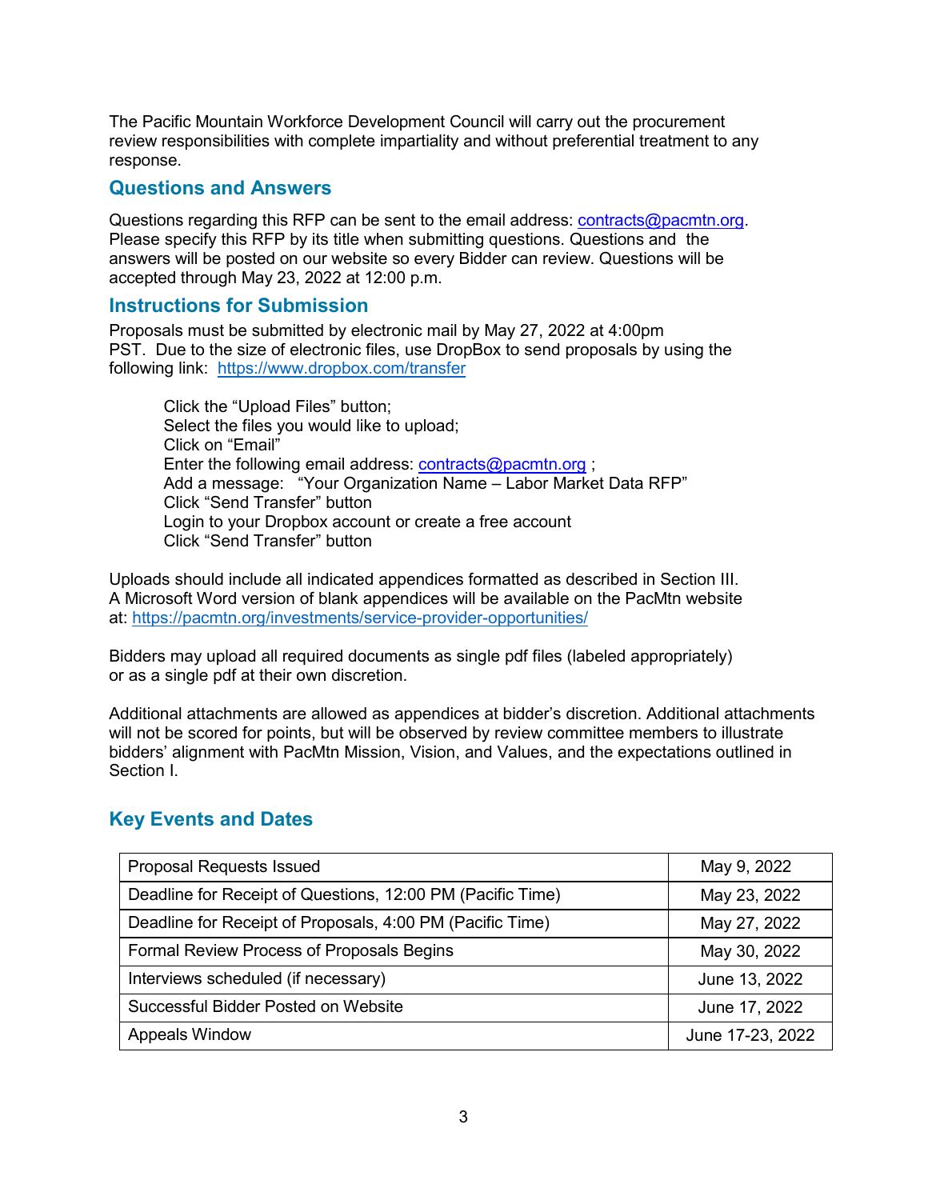The Pacific Mountain Workforce Development Council will carry out the procurement review responsibilities with complete impartiality and without preferential treatment to any response.

## Questions and Answers

Questions regarding this RFP can be sent to the email address: contracts@pacmtn.org. Please specify this RFP by its title when submitting questions. Questions and the answers will be posted on our website so every Bidder can review. Questions will be accepted through May 23, 2022 at 12:00 p.m.

## Instructions for Submission

Proposals must be submitted by electronic mail by May 27, 2022 at 4:00pm PST. Due to the size of electronic files, use DropBox to send proposals by using the following link: https://www.dropbox.com/transfer

> Click the "Upload Files" button;
> Select the files you would like to upload;
> Click on "Email"
> Enter the following email address: contracts@pacmtn.org ;
> Add a message: "Your Organization Name – Labor Market Data RFP"
> Click "Send Transfer" button
> Login to your Dropbox account or create a free account
> Click "Send Transfer" button

Uploads should include all indicated appendices formatted as described in Section III. A Microsoft Word version of blank appendices will be available on the PacMtn website at: https://pacmtn.org/investments/service-provider-opportunities/

Bidders may upload all required documents as single pdf files (labeled appropriately) or as a single pdf at their own discretion.

Additional attachments are allowed as appendices at bidder's discretion. Additional attachments will not be scored for points, but will be observed by review committee members to illustrate bidders' alignment with PacMtn Mission, Vision, and Values, and the expectations outlined in Section I.

## Key Events and Dates

| | |
|---|---|
| Proposal Requests Issued | May 9, 2022 |
| Deadline for Receipt of Questions, 12:00 PM (Pacific Time) | May 23, 2022 |
| Deadline for Receipt of Proposals, 4:00 PM (Pacific Time) | May 27, 2022 |
| Formal Review Process of Proposals Begins | May 30, 2022 |
| Interviews scheduled (if necessary) | June 13, 2022 |
| Successful Bidder Posted on Website | June 17, 2022 |
| Appeals Window | June 17-23, 2022 |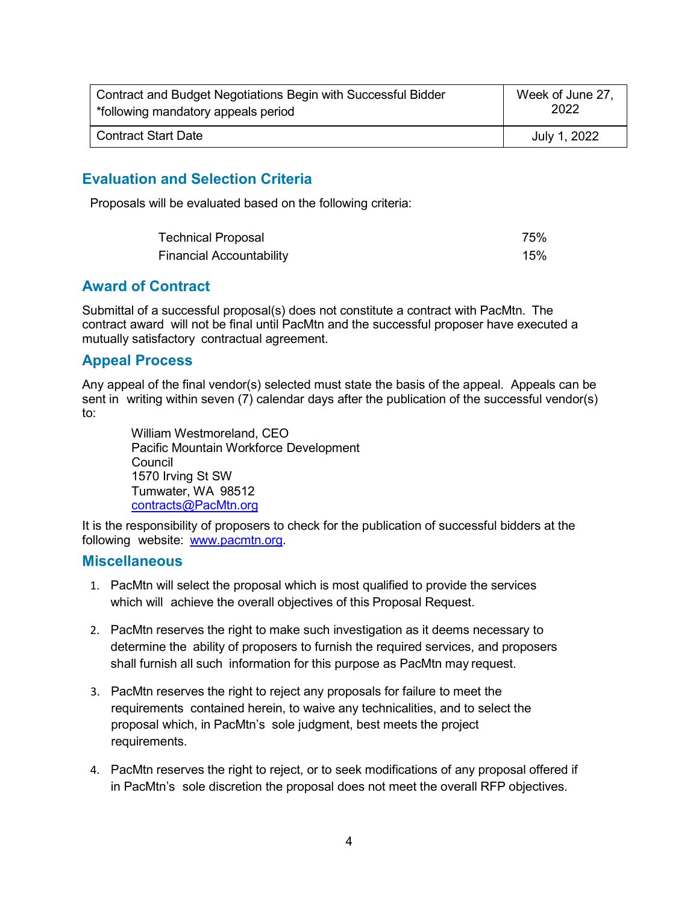| Contract and Budget Negotiations Begin with Successful Bidder *following mandatory appeals period | Week of June 27, 2022 |
|---|---|
| Contract Start Date | July 1, 2022 |

## Evaluation and Selection Criteria

Proposals will be evaluated based on the following criteria:

| | |
|---|---|
| Technical Proposal | 75% |
| Financial Accountability | 15% |

## Award of Contract

Submittal of a successful proposal(s) does not constitute a contract with PacMtn. The contract award will not be final until PacMtn and the successful proposer have executed a mutually satisfactory contractual agreement.

## Appeal Process

Any appeal of the final vendor(s) selected must state the basis of the appeal. Appeals can be sent in writing within seven (7) calendar days after the publication of the successful vendor(s) to:

William Westmoreland, CEO
Pacific Mountain Workforce Development Council
1570 Irving St SW
Tumwater, WA 98512
contracts@PacMtn.org

It is the responsibility of proposers to check for the publication of successful bidders at the following website: www.pacmtn.org.

## Miscellaneous

1. PacMtn will select the proposal which is most qualified to provide the services which will achieve the overall objectives of this Proposal Request.

2. PacMtn reserves the right to make such investigation as it deems necessary to determine the ability of proposers to furnish the required services, and proposers shall furnish all such information for this purpose as PacMtn may request.

3. PacMtn reserves the right to reject any proposals for failure to meet the requirements contained herein, to waive any technicalities, and to select the proposal which, in PacMtn's sole judgment, best meets the project requirements.

4. PacMtn reserves the right to reject, or to seek modifications of any proposal offered if in PacMtn's sole discretion the proposal does not meet the overall RFP objectives.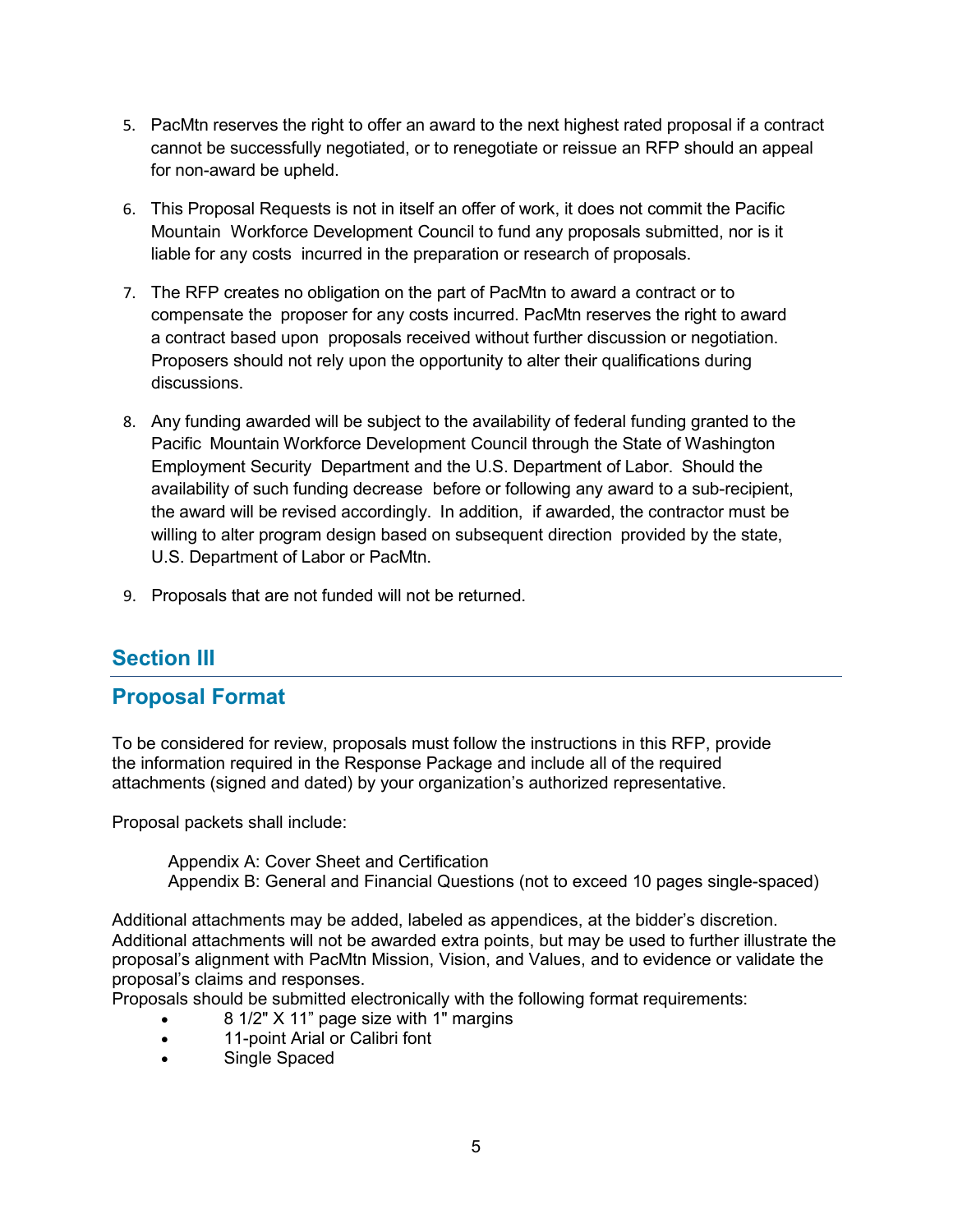5. PacMtn reserves the right to offer an award to the next highest rated proposal if a contract cannot be successfully negotiated, or to renegotiate or reissue an RFP should an appeal for non-award be upheld.

6. This Proposal Requests is not in itself an offer of work, it does not commit the Pacific Mountain Workforce Development Council to fund any proposals submitted, nor is it liable for any costs incurred in the preparation or research of proposals.

7. The RFP creates no obligation on the part of PacMtn to award a contract or to compensate the proposer for any costs incurred. PacMtn reserves the right to award a contract based upon proposals received without further discussion or negotiation. Proposers should not rely upon the opportunity to alter their qualifications during discussions.

8. Any funding awarded will be subject to the availability of federal funding granted to the Pacific Mountain Workforce Development Council through the State of Washington Employment Security Department and the U.S. Department of Labor. Should the availability of such funding decrease before or following any award to a sub-recipient, the award will be revised accordingly. In addition, if awarded, the contractor must be willing to alter program design based on subsequent direction provided by the state, U.S. Department of Labor or PacMtn.

9. Proposals that are not funded will not be returned.

## Section III

## Proposal Format

To be considered for review, proposals must follow the instructions in this RFP, provide the information required in the Response Package and include all of the required attachments (signed and dated) by your organization's authorized representative.

Proposal packets shall include:

Appendix A: Cover Sheet and Certification
Appendix B: General and Financial Questions (not to exceed 10 pages single-spaced)

Additional attachments may be added, labeled as appendices, at the bidder's discretion. Additional attachments will not be awarded extra points, but may be used to further illustrate the proposal's alignment with PacMtn Mission, Vision, and Values, and to evidence or validate the proposal's claims and responses.

Proposals should be submitted electronically with the following format requirements:

- 8 1/2" X 11" page size with 1" margins
- 11-point Arial or Calibri font
- Single Spaced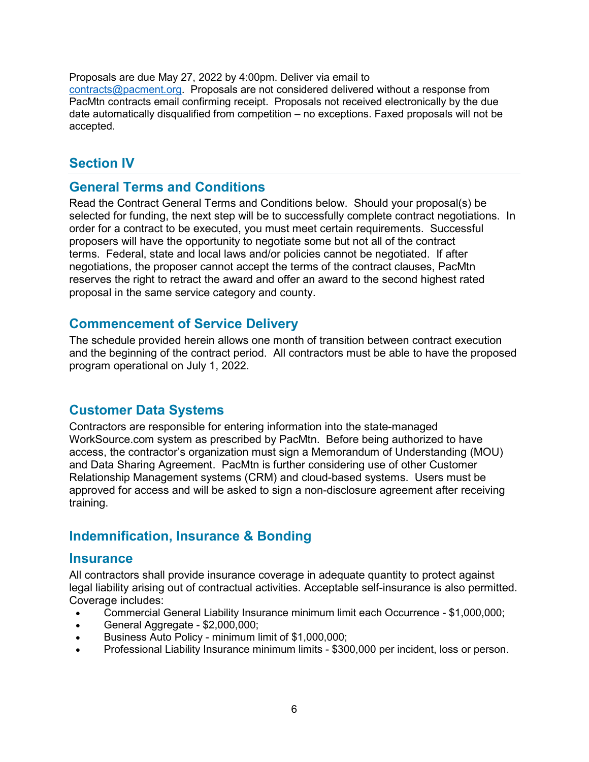Proposals are due May 27, 2022 by 4:00pm. Deliver via email to contracts@pacment.org. Proposals are not considered delivered without a response from PacMtn contracts email confirming receipt. Proposals not received electronically by the due date automatically disqualified from competition – no exceptions. Faxed proposals will not be accepted.

# Section IV

## General Terms and Conditions

Read the Contract General Terms and Conditions below. Should your proposal(s) be selected for funding, the next step will be to successfully complete contract negotiations. In order for a contract to be executed, you must meet certain requirements. Successful proposers will have the opportunity to negotiate some but not all of the contract terms. Federal, state and local laws and/or policies cannot be negotiated. If after negotiations, the proposer cannot accept the terms of the contract clauses, PacMtn reserves the right to retract the award and offer an award to the second highest rated proposal in the same service category and county.

## Commencement of Service Delivery

The schedule provided herein allows one month of transition between contract execution and the beginning of the contract period. All contractors must be able to have the proposed program operational on July 1, 2022.

## Customer Data Systems

Contractors are responsible for entering information into the state-managed WorkSource.com system as prescribed by PacMtn. Before being authorized to have access, the contractor's organization must sign a Memorandum of Understanding (MOU) and Data Sharing Agreement. PacMtn is further considering use of other Customer Relationship Management systems (CRM) and cloud-based systems. Users must be approved for access and will be asked to sign a non-disclosure agreement after receiving training.

## Indemnification, Insurance & Bonding

## Insurance

All contractors shall provide insurance coverage in adequate quantity to protect against legal liability arising out of contractual activities. Acceptable self-insurance is also permitted. Coverage includes:

- Commercial General Liability Insurance minimum limit each Occurrence - $1,000,000;
- General Aggregate - $2,000,000;
- Business Auto Policy - minimum limit of $1,000,000;
- Professional Liability Insurance minimum limits - $300,000 per incident, loss or person.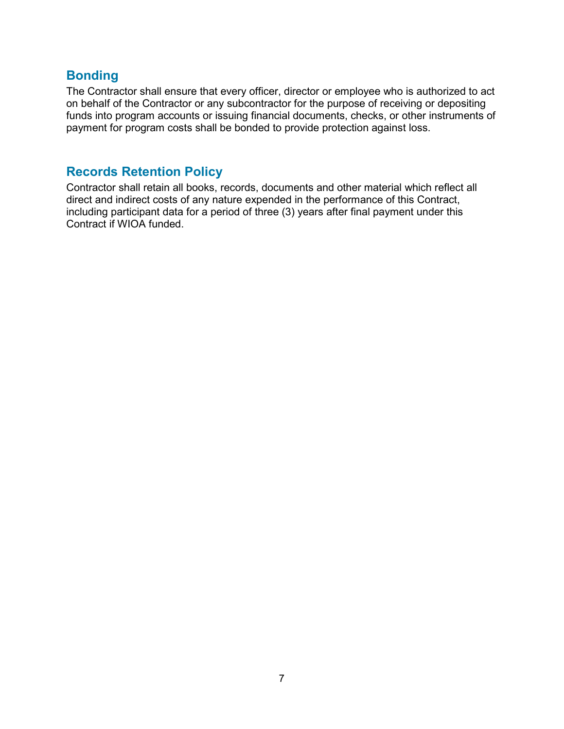## Bonding

The Contractor shall ensure that every officer, director or employee who is authorized to act on behalf of the Contractor or any subcontractor for the purpose of receiving or depositing funds into program accounts or issuing financial documents, checks, or other instruments of payment for program costs shall be bonded to provide protection against loss.

## Records Retention Policy

Contractor shall retain all books, records, documents and other material which reflect all direct and indirect costs of any nature expended in the performance of this Contract, including participant data for a period of three (3) years after final payment under this Contract if WIOA funded.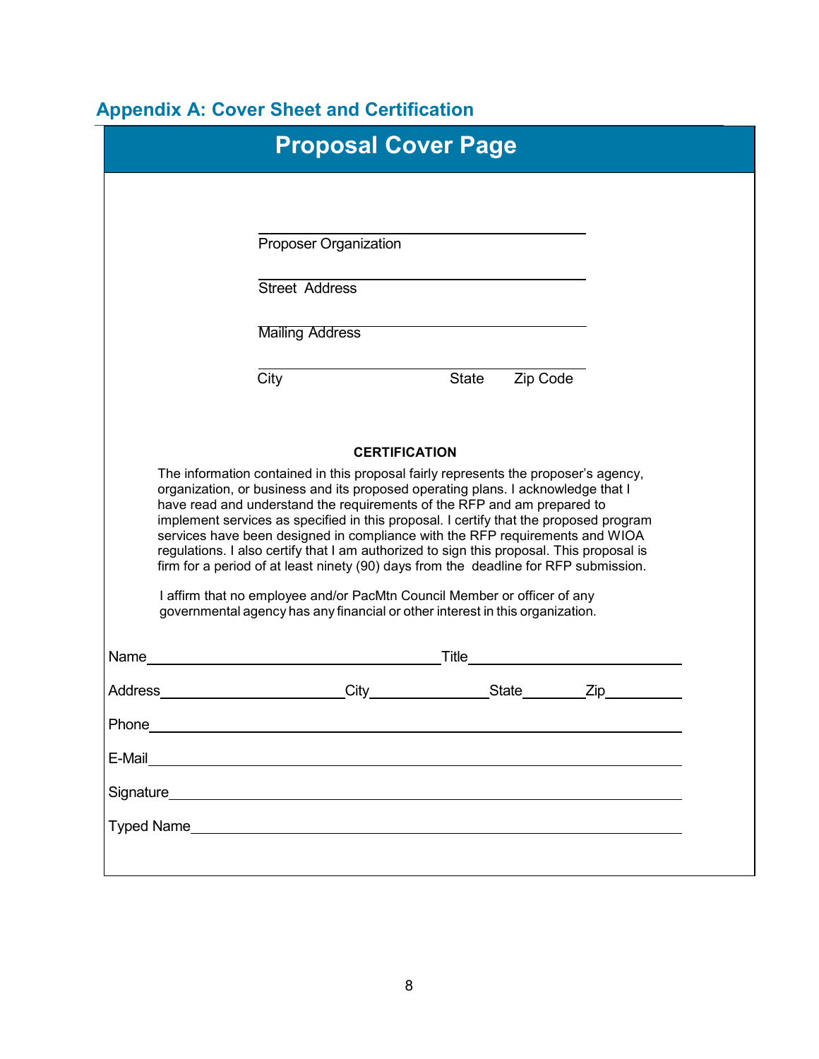## Appendix A: Cover Sheet and Certification

# Proposal Cover Page

\_\_\_\_\_\_\_\_\_\_\_\_\_\_\_\_\_\_\_\_\_\_\_\_\_\_\_\_\_\_\_\_\_\_\_\_\_\_\_\_
Proposer Organization

\_\_\_\_\_\_\_\_\_\_\_\_\_\_\_\_\_\_\_\_\_\_\_\_\_\_\_\_\_\_\_\_\_\_\_\_\_\_\_\_
Street Address

\_\_\_\_\_\_\_\_\_\_\_\_\_\_\_\_\_\_\_\_\_\_\_\_\_\_\_\_\_\_\_\_\_\_\_\_\_\_\_\_
Mailing Address

\_\_\_\_\_\_\_\_\_\_\_\_\_\_\_\_\_\_\_\_\_\_\_\_\_\_\_\_\_\_\_\_\_\_\_\_\_\_\_\_
City State Zip Code

**CERTIFICATION**

The information contained in this proposal fairly represents the proposer's agency, organization, or business and its proposed operating plans. I acknowledge that I have read and understand the requirements of the RFP and am prepared to implement services as specified in this proposal. I certify that the proposed program services have been designed in compliance with the RFP requirements and WIOA regulations. I also certify that I am authorized to sign this proposal. This proposal is firm for a period of at least ninety (90) days from the deadline for RFP submission.

I affirm that no employee and/or PacMtn Council Member or officer of any governmental agency has any financial or other interest in this organization.

Name\_\_\_\_\_\_\_\_\_\_\_\_\_\_\_\_\_\_\_\_\_\_\_\_\_\_\_\_\_\_\_\_\_\_\_\_ Title\_\_\_\_\_\_\_\_\_\_\_\_\_\_\_\_\_\_\_\_\_\_\_\_\_\_

Address\_\_\_\_\_\_\_\_\_\_\_\_\_\_\_\_\_\_\_\_\_\_ City\_\_\_\_\_\_\_\_\_\_\_\_\_\_ State\_\_\_\_\_\_\_ Zip\_\_\_\_\_\_\_\_\_

Phone\_\_\_\_\_\_\_\_\_\_\_\_\_\_\_\_\_\_\_\_\_\_\_\_\_\_\_\_\_\_\_\_\_\_\_\_\_\_\_\_\_\_\_\_\_\_\_\_\_\_\_\_\_\_\_\_\_\_\_\_\_\_

E-Mail\_\_\_\_\_\_\_\_\_\_\_\_\_\_\_\_\_\_\_\_\_\_\_\_\_\_\_\_\_\_\_\_\_\_\_\_\_\_\_\_\_\_\_\_\_\_\_\_\_\_\_\_\_\_\_\_\_\_\_\_\_\_

Signature\_\_\_\_\_\_\_\_\_\_\_\_\_\_\_\_\_\_\_\_\_\_\_\_\_\_\_\_\_\_\_\_\_\_\_\_\_\_\_\_\_\_\_\_\_\_\_\_\_\_\_\_\_\_\_\_\_\_\_\_

Typed Name\_\_\_\_\_\_\_\_\_\_\_\_\_\_\_\_\_\_\_\_\_\_\_\_\_\_\_\_\_\_\_\_\_\_\_\_\_\_\_\_\_\_\_\_\_\_\_\_\_\_\_\_\_\_\_\_\_\_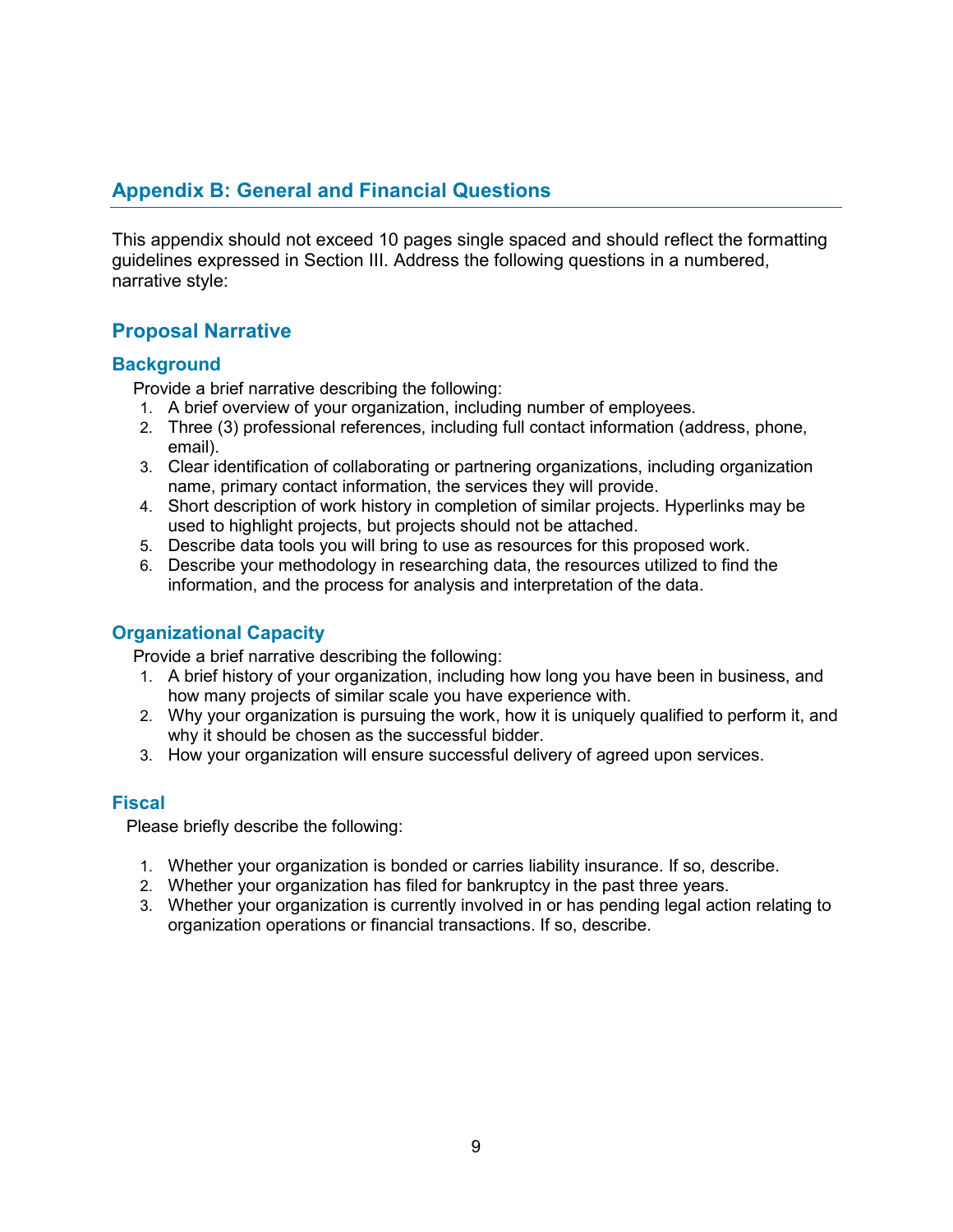## Appendix B: General and Financial Questions

This appendix should not exceed 10 pages single spaced and should reflect the formatting guidelines expressed in Section III. Address the following questions in a numbered, narrative style:

## Proposal Narrative

### Background

Provide a brief narrative describing the following:

1. A brief overview of your organization, including number of employees.
2. Three (3) professional references, including full contact information (address, phone, email).
3. Clear identification of collaborating or partnering organizations, including organization name, primary contact information, the services they will provide.
4. Short description of work history in completion of similar projects. Hyperlinks may be used to highlight projects, but projects should not be attached.
5. Describe data tools you will bring to use as resources for this proposed work.
6. Describe your methodology in researching data, the resources utilized to find the information, and the process for analysis and interpretation of the data.

### Organizational Capacity

Provide a brief narrative describing the following:

1. A brief history of your organization, including how long you have been in business, and how many projects of similar scale you have experience with.
2. Why your organization is pursuing the work, how it is uniquely qualified to perform it, and why it should be chosen as the successful bidder.
3. How your organization will ensure successful delivery of agreed upon services.

### Fiscal

Please briefly describe the following:

1. Whether your organization is bonded or carries liability insurance. If so, describe.
2. Whether your organization has filed for bankruptcy in the past three years.
3. Whether your organization is currently involved in or has pending legal action relating to organization operations or financial transactions. If so, describe.